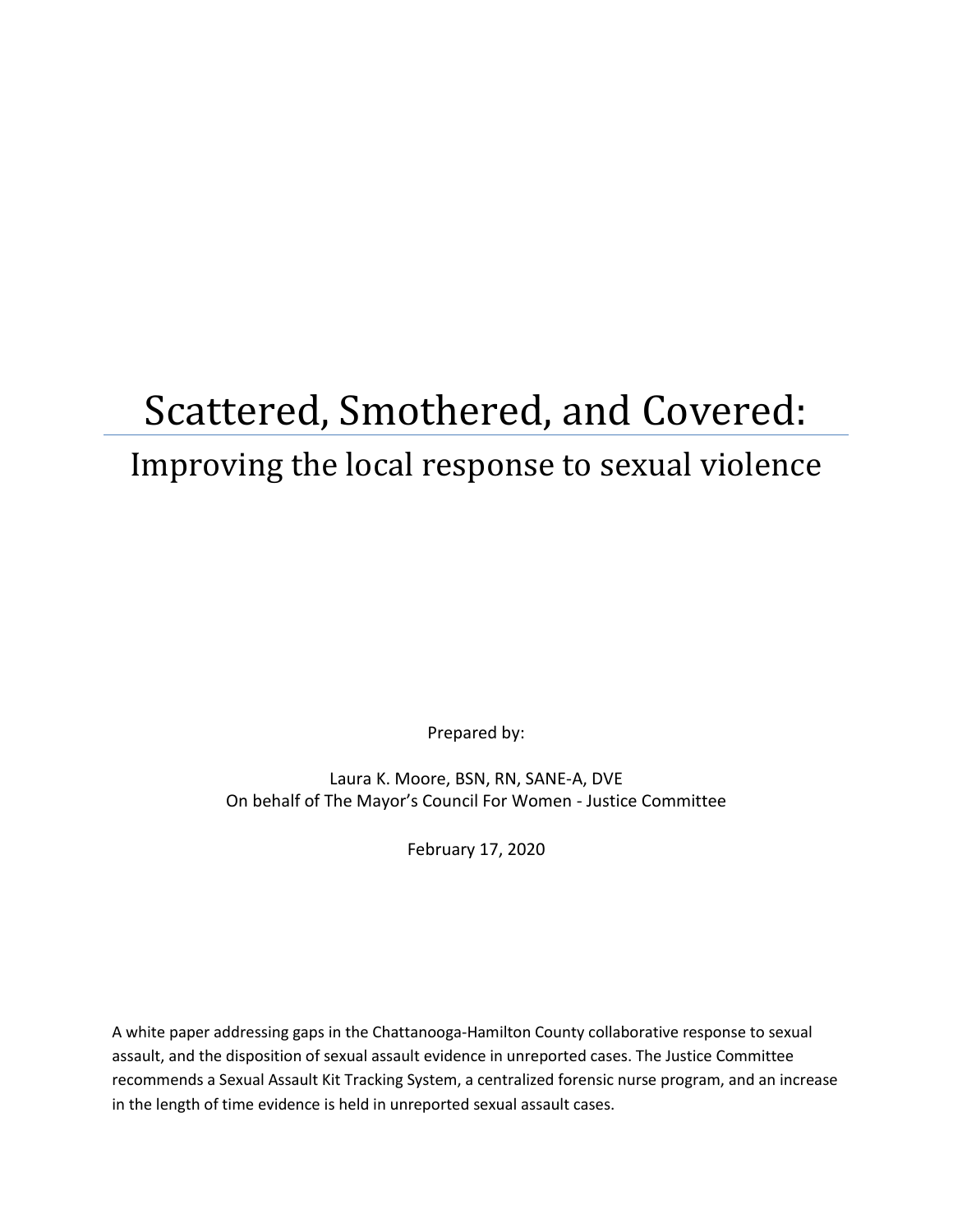# Scattered, Smothered, and Covered:

## Improving the local response to sexual violence

Prepared by:

Laura K. Moore, BSN, RN, SANE-A, DVE
On behalf of The Mayor's Council For Women - Justice Committee

February 17, 2020

A white paper addressing gaps in the Chattanooga-Hamilton County collaborative response to sexual assault, and the disposition of sexual assault evidence in unreported cases. The Justice Committee recommends a Sexual Assault Kit Tracking System, a centralized forensic nurse program, and an increase in the length of time evidence is held in unreported sexual assault cases.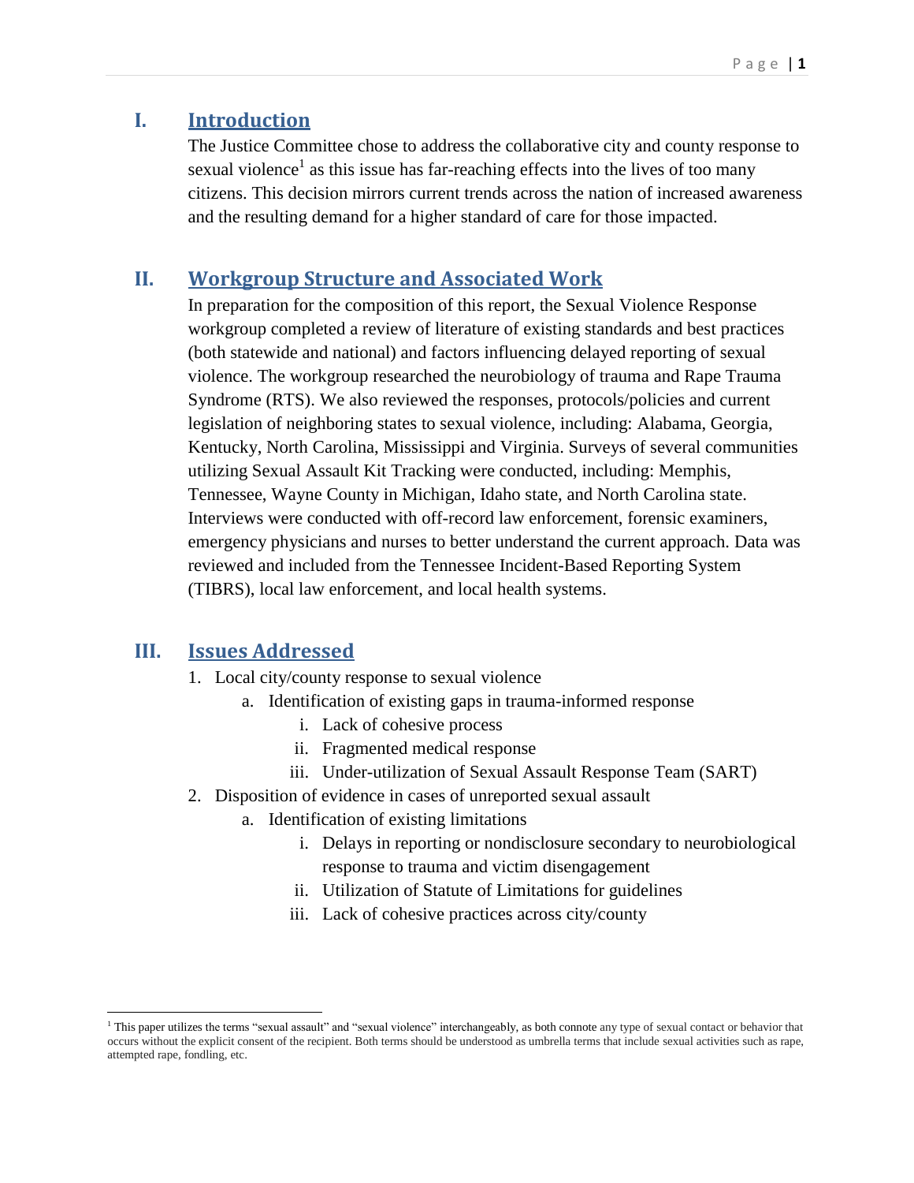## I. Introduction

The Justice Committee chose to address the collaborative city and county response to sexual violence[1] as this issue has far-reaching effects into the lives of too many citizens. This decision mirrors current trends across the nation of increased awareness and the resulting demand for a higher standard of care for those impacted.

## II. Workgroup Structure and Associated Work

In preparation for the composition of this report, the Sexual Violence Response workgroup completed a review of literature of existing standards and best practices (both statewide and national) and factors influencing delayed reporting of sexual violence. The workgroup researched the neurobiology of trauma and Rape Trauma Syndrome (RTS). We also reviewed the responses, protocols/policies and current legislation of neighboring states to sexual violence, including: Alabama, Georgia, Kentucky, North Carolina, Mississippi and Virginia. Surveys of several communities utilizing Sexual Assault Kit Tracking were conducted, including: Memphis, Tennessee, Wayne County in Michigan, Idaho state, and North Carolina state. Interviews were conducted with off-record law enforcement, forensic examiners, emergency physicians and nurses to better understand the current approach. Data was reviewed and included from the Tennessee Incident-Based Reporting System (TIBRS), local law enforcement, and local health systems.

## III. Issues Addressed

1. Local city/county response to sexual violence
    a. Identification of existing gaps in trauma-informed response
        i. Lack of cohesive process
        ii. Fragmented medical response
        iii. Under-utilization of Sexual Assault Response Team (SART)
2. Disposition of evidence in cases of unreported sexual assault
    a. Identification of existing limitations
        i. Delays in reporting or nondisclosure secondary to neurobiological response to trauma and victim disengagement
        ii. Utilization of Statute of Limitations for guidelines
        iii. Lack of cohesive practices across city/county

---

[1] This paper utilizes the terms "sexual assault" and "sexual violence" interchangeably, as both connote any type of sexual contact or behavior that occurs without the explicit consent of the recipient. Both terms should be understood as umbrella terms that include sexual activities such as rape, attempted rape, fondling, etc.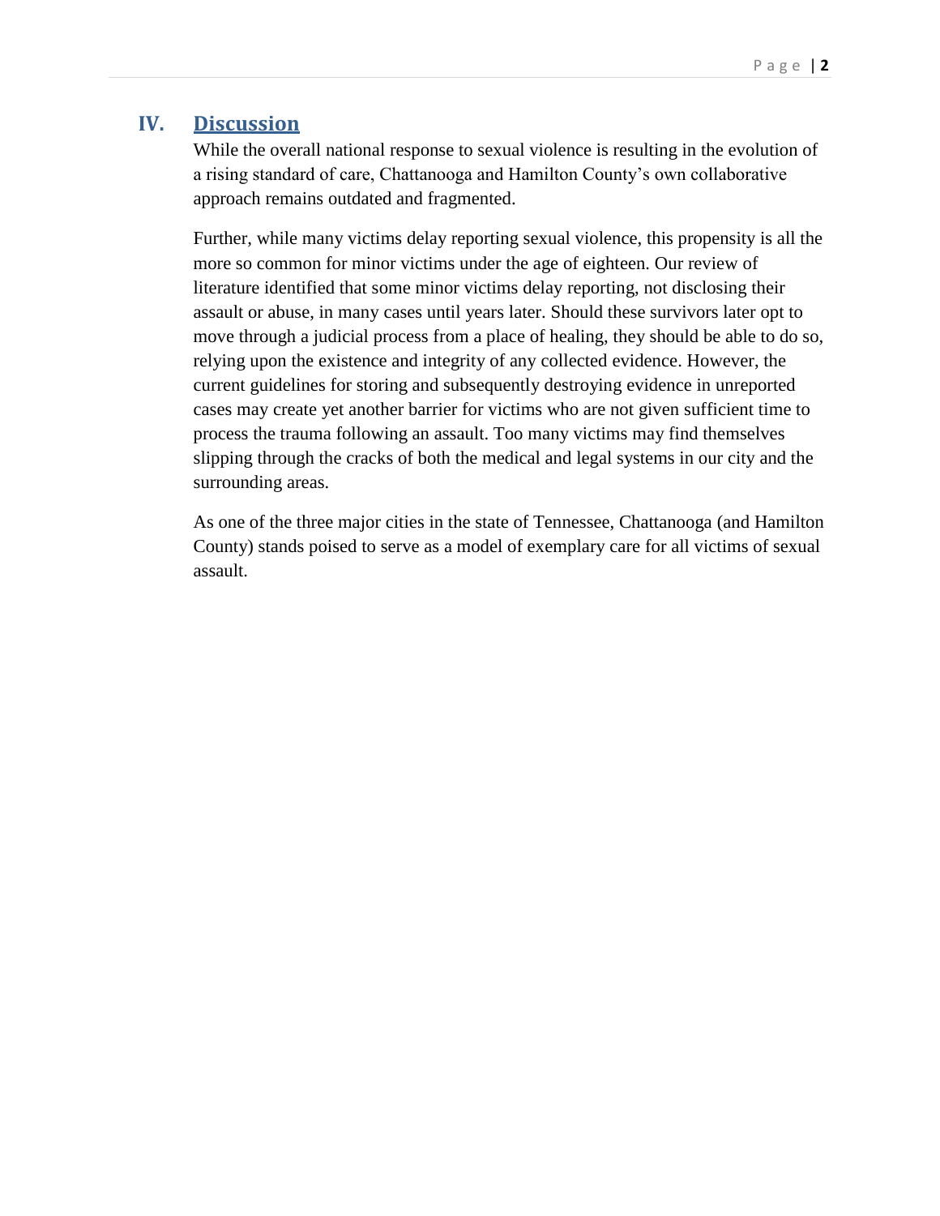## IV. Discussion

While the overall national response to sexual violence is resulting in the evolution of a rising standard of care, Chattanooga and Hamilton County's own collaborative approach remains outdated and fragmented.

Further, while many victims delay reporting sexual violence, this propensity is all the more so common for minor victims under the age of eighteen. Our review of literature identified that some minor victims delay reporting, not disclosing their assault or abuse, in many cases until years later. Should these survivors later opt to move through a judicial process from a place of healing, they should be able to do so, relying upon the existence and integrity of any collected evidence. However, the current guidelines for storing and subsequently destroying evidence in unreported cases may create yet another barrier for victims who are not given sufficient time to process the trauma following an assault. Too many victims may find themselves slipping through the cracks of both the medical and legal systems in our city and the surrounding areas.

As one of the three major cities in the state of Tennessee, Chattanooga (and Hamilton County) stands poised to serve as a model of exemplary care for all victims of sexual assault.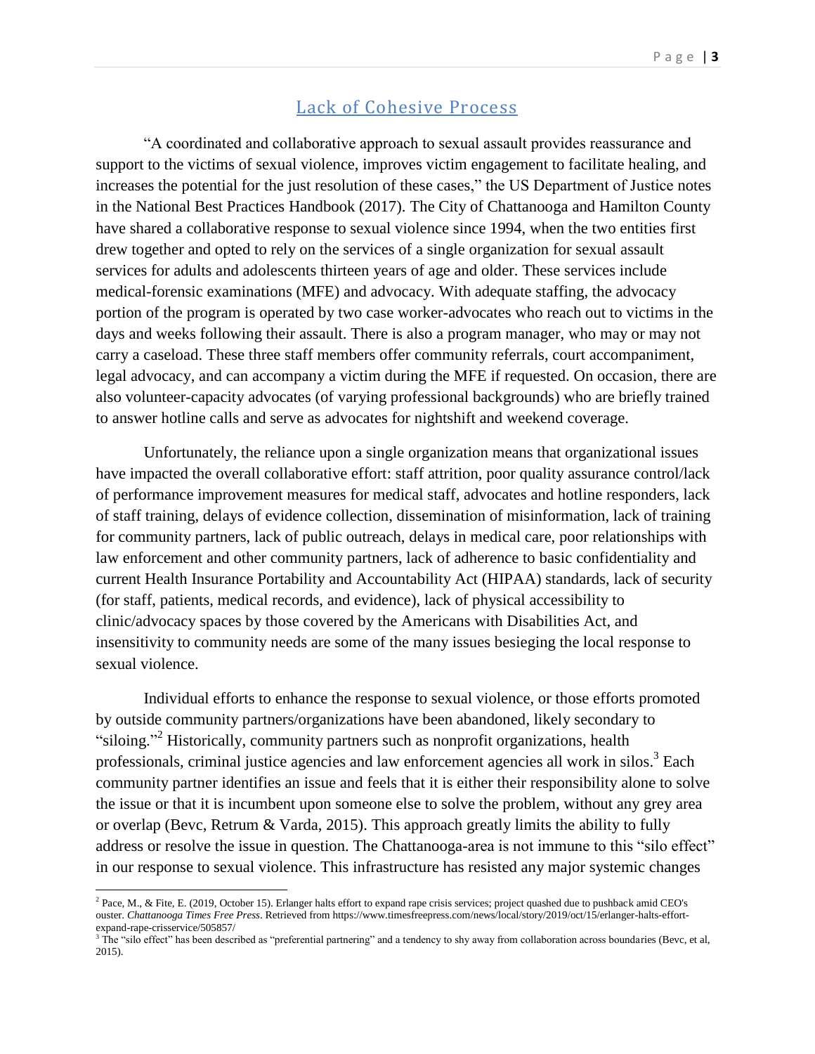## Lack of Cohesive Process

"A coordinated and collaborative approach to sexual assault provides reassurance and support to the victims of sexual violence, improves victim engagement to facilitate healing, and increases the potential for the just resolution of these cases," the US Department of Justice notes in the National Best Practices Handbook (2017). The City of Chattanooga and Hamilton County have shared a collaborative response to sexual violence since 1994, when the two entities first drew together and opted to rely on the services of a single organization for sexual assault services for adults and adolescents thirteen years of age and older. These services include medical-forensic examinations (MFE) and advocacy. With adequate staffing, the advocacy portion of the program is operated by two case worker-advocates who reach out to victims in the days and weeks following their assault. There is also a program manager, who may or may not carry a caseload. These three staff members offer community referrals, court accompaniment, legal advocacy, and can accompany a victim during the MFE if requested. On occasion, there are also volunteer-capacity advocates (of varying professional backgrounds) who are briefly trained to answer hotline calls and serve as advocates for nightshift and weekend coverage.

Unfortunately, the reliance upon a single organization means that organizational issues have impacted the overall collaborative effort: staff attrition, poor quality assurance control/lack of performance improvement measures for medical staff, advocates and hotline responders, lack of staff training, delays of evidence collection, dissemination of misinformation, lack of training for community partners, lack of public outreach, delays in medical care, poor relationships with law enforcement and other community partners, lack of adherence to basic confidentiality and current Health Insurance Portability and Accountability Act (HIPAA) standards, lack of security (for staff, patients, medical records, and evidence), lack of physical accessibility to clinic/advocacy spaces by those covered by the Americans with Disabilities Act, and insensitivity to community needs are some of the many issues besieging the local response to sexual violence.

Individual efforts to enhance the response to sexual violence, or those efforts promoted by outside community partners/organizations have been abandoned, likely secondary to "siloing."[2] Historically, community partners such as nonprofit organizations, health professionals, criminal justice agencies and law enforcement agencies all work in silos.[3] Each community partner identifies an issue and feels that it is either their responsibility alone to solve the issue or that it is incumbent upon someone else to solve the problem, without any grey area or overlap (Bevc, Retrum & Varda, 2015). This approach greatly limits the ability to fully address or resolve the issue in question. The Chattanooga-area is not immune to this "silo effect" in our response to sexual violence. This infrastructure has resisted any major systemic changes

---

[2] Pace, M., & Fite, E. (2019, October 15). Erlanger halts effort to expand rape crisis services; project quashed due to pushback amid CEO's ouster. *Chattanooga Times Free Press*. Retrieved from https://www.timesfreepress.com/news/local/story/2019/oct/15/erlanger-halts-effort-expand-rape-crisservice/505857/

[3] The "silo effect" has been described as "preferential partnering" and a tendency to shy away from collaboration across boundaries (Bevc, et al, 2015).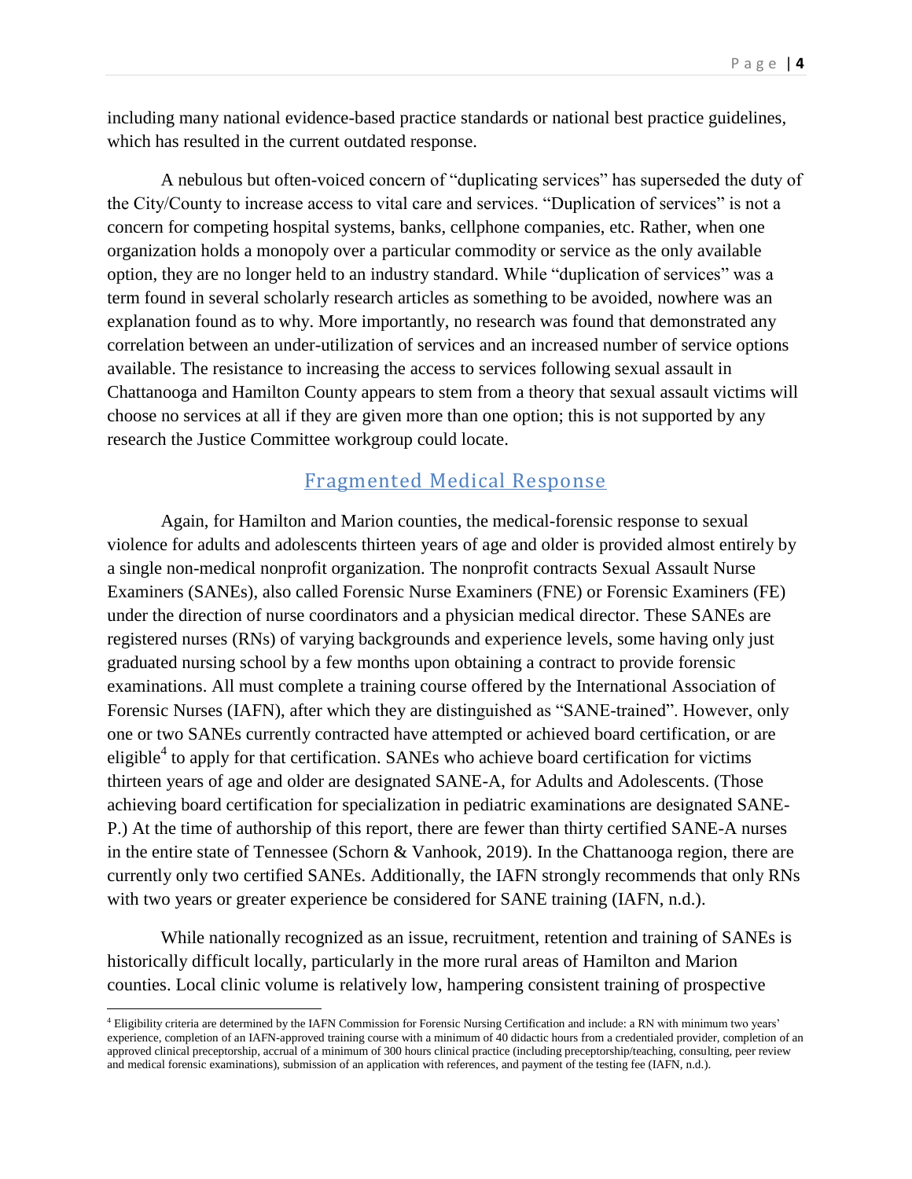including many national evidence-based practice standards or national best practice guidelines, which has resulted in the current outdated response.

A nebulous but often-voiced concern of "duplicating services" has superseded the duty of the City/County to increase access to vital care and services. "Duplication of services" is not a concern for competing hospital systems, banks, cellphone companies, etc. Rather, when one organization holds a monopoly over a particular commodity or service as the only available option, they are no longer held to an industry standard. While "duplication of services" was a term found in several scholarly research articles as something to be avoided, nowhere was an explanation found as to why. More importantly, no research was found that demonstrated any correlation between an under-utilization of services and an increased number of service options available. The resistance to increasing the access to services following sexual assault in Chattanooga and Hamilton County appears to stem from a theory that sexual assault victims will choose no services at all if they are given more than one option; this is not supported by any research the Justice Committee workgroup could locate.

## Fragmented Medical Response

Again, for Hamilton and Marion counties, the medical-forensic response to sexual violence for adults and adolescents thirteen years of age and older is provided almost entirely by a single non-medical nonprofit organization. The nonprofit contracts Sexual Assault Nurse Examiners (SANEs), also called Forensic Nurse Examiners (FNE) or Forensic Examiners (FE) under the direction of nurse coordinators and a physician medical director. These SANEs are registered nurses (RNs) of varying backgrounds and experience levels, some having only just graduated nursing school by a few months upon obtaining a contract to provide forensic examinations. All must complete a training course offered by the International Association of Forensic Nurses (IAFN), after which they are distinguished as "SANE-trained". However, only one or two SANEs currently contracted have attempted or achieved board certification, or are eligible[4] to apply for that certification. SANEs who achieve board certification for victims thirteen years of age and older are designated SANE-A, for Adults and Adolescents. (Those achieving board certification for specialization in pediatric examinations are designated SANE-P.) At the time of authorship of this report, there are fewer than thirty certified SANE-A nurses in the entire state of Tennessee (Schorn & Vanhook, 2019). In the Chattanooga region, there are currently only two certified SANEs. Additionally, the IAFN strongly recommends that only RNs with two years or greater experience be considered for SANE training (IAFN, n.d.).

While nationally recognized as an issue, recruitment, retention and training of SANEs is historically difficult locally, particularly in the more rural areas of Hamilton and Marion counties. Local clinic volume is relatively low, hampering consistent training of prospective

[4] Eligibility criteria are determined by the IAFN Commission for Forensic Nursing Certification and include: a RN with minimum two years' experience, completion of an IAFN-approved training course with a minimum of 40 didactic hours from a credentialed provider, completion of an approved clinical preceptorship, accrual of a minimum of 300 hours clinical practice (including preceptorship/teaching, consulting, peer review and medical forensic examinations), submission of an application with references, and payment of the testing fee (IAFN, n.d.).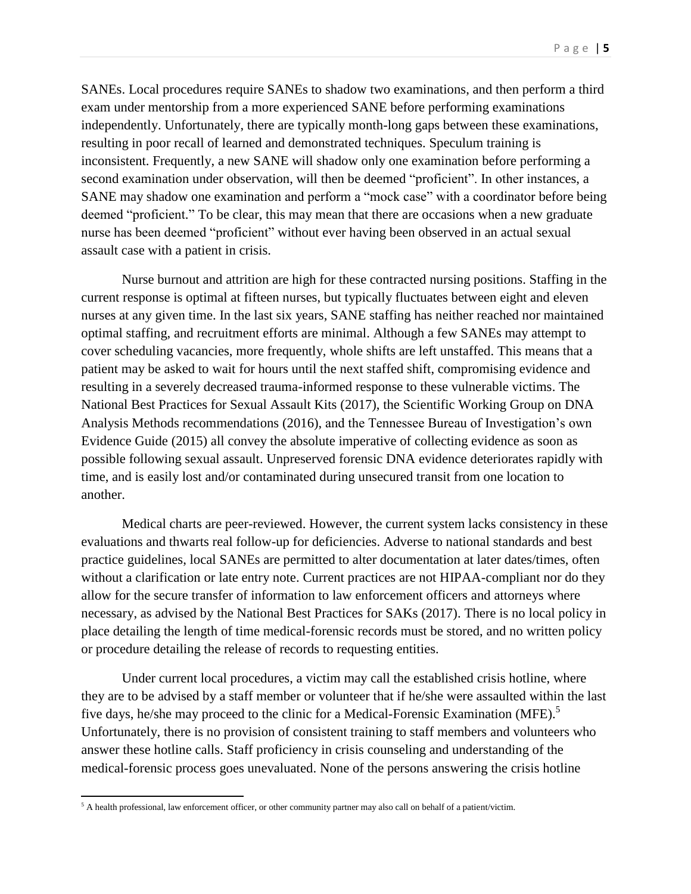SANEs. Local procedures require SANEs to shadow two examinations, and then perform a third exam under mentorship from a more experienced SANE before performing examinations independently. Unfortunately, there are typically month-long gaps between these examinations, resulting in poor recall of learned and demonstrated techniques. Speculum training is inconsistent. Frequently, a new SANE will shadow only one examination before performing a second examination under observation, will then be deemed "proficient". In other instances, a SANE may shadow one examination and perform a "mock case" with a coordinator before being deemed "proficient." To be clear, this may mean that there are occasions when a new graduate nurse has been deemed "proficient" without ever having been observed in an actual sexual assault case with a patient in crisis.

Nurse burnout and attrition are high for these contracted nursing positions. Staffing in the current response is optimal at fifteen nurses, but typically fluctuates between eight and eleven nurses at any given time. In the last six years, SANE staffing has neither reached nor maintained optimal staffing, and recruitment efforts are minimal. Although a few SANEs may attempt to cover scheduling vacancies, more frequently, whole shifts are left unstaffed. This means that a patient may be asked to wait for hours until the next staffed shift, compromising evidence and resulting in a severely decreased trauma-informed response to these vulnerable victims. The National Best Practices for Sexual Assault Kits (2017), the Scientific Working Group on DNA Analysis Methods recommendations (2016), and the Tennessee Bureau of Investigation's own Evidence Guide (2015) all convey the absolute imperative of collecting evidence as soon as possible following sexual assault. Unpreserved forensic DNA evidence deteriorates rapidly with time, and is easily lost and/or contaminated during unsecured transit from one location to another.

Medical charts are peer-reviewed. However, the current system lacks consistency in these evaluations and thwarts real follow-up for deficiencies. Adverse to national standards and best practice guidelines, local SANEs are permitted to alter documentation at later dates/times, often without a clarification or late entry note. Current practices are not HIPAA-compliant nor do they allow for the secure transfer of information to law enforcement officers and attorneys where necessary, as advised by the National Best Practices for SAKs (2017). There is no local policy in place detailing the length of time medical-forensic records must be stored, and no written policy or procedure detailing the release of records to requesting entities.

Under current local procedures, a victim may call the established crisis hotline, where they are to be advised by a staff member or volunteer that if he/she were assaulted within the last five days, he/she may proceed to the clinic for a Medical-Forensic Examination (MFE).[5] Unfortunately, there is no provision of consistent training to staff members and volunteers who answer these hotline calls. Staff proficiency in crisis counseling and understanding of the medical-forensic process goes unevaluated. None of the persons answering the crisis hotline

[5] A health professional, law enforcement officer, or other community partner may also call on behalf of a patient/victim.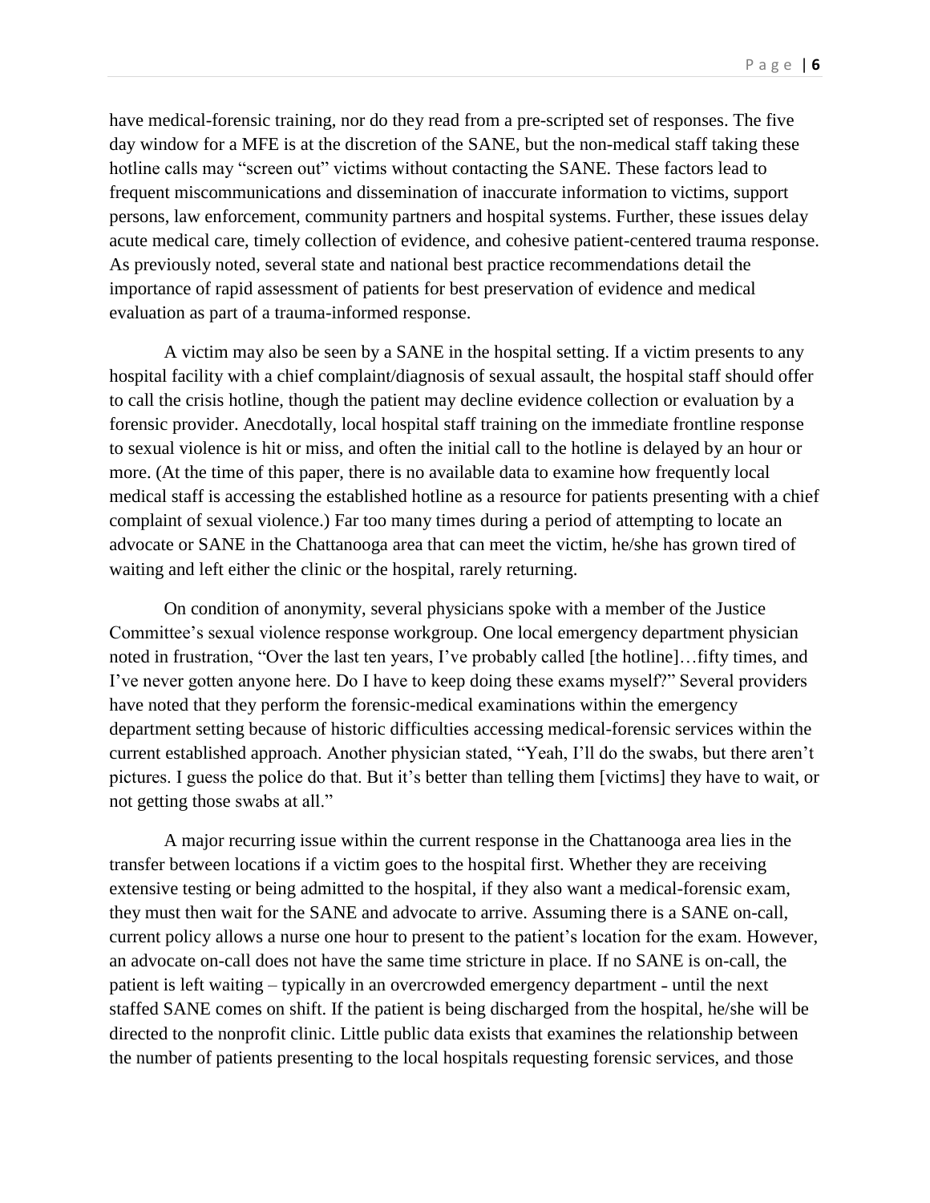have medical-forensic training, nor do they read from a pre-scripted set of responses. The five day window for a MFE is at the discretion of the SANE, but the non-medical staff taking these hotline calls may "screen out" victims without contacting the SANE. These factors lead to frequent miscommunications and dissemination of inaccurate information to victims, support persons, law enforcement, community partners and hospital systems. Further, these issues delay acute medical care, timely collection of evidence, and cohesive patient-centered trauma response. As previously noted, several state and national best practice recommendations detail the importance of rapid assessment of patients for best preservation of evidence and medical evaluation as part of a trauma-informed response.

A victim may also be seen by a SANE in the hospital setting. If a victim presents to any hospital facility with a chief complaint/diagnosis of sexual assault, the hospital staff should offer to call the crisis hotline, though the patient may decline evidence collection or evaluation by a forensic provider. Anecdotally, local hospital staff training on the immediate frontline response to sexual violence is hit or miss, and often the initial call to the hotline is delayed by an hour or more. (At the time of this paper, there is no available data to examine how frequently local medical staff is accessing the established hotline as a resource for patients presenting with a chief complaint of sexual violence.) Far too many times during a period of attempting to locate an advocate or SANE in the Chattanooga area that can meet the victim, he/she has grown tired of waiting and left either the clinic or the hospital, rarely returning.

On condition of anonymity, several physicians spoke with a member of the Justice Committee's sexual violence response workgroup. One local emergency department physician noted in frustration, "Over the last ten years, I've probably called [the hotline]…fifty times, and I've never gotten anyone here. Do I have to keep doing these exams myself?" Several providers have noted that they perform the forensic-medical examinations within the emergency department setting because of historic difficulties accessing medical-forensic services within the current established approach. Another physician stated, "Yeah, I'll do the swabs, but there aren't pictures. I guess the police do that. But it's better than telling them [victims] they have to wait, or not getting those swabs at all."

A major recurring issue within the current response in the Chattanooga area lies in the transfer between locations if a victim goes to the hospital first. Whether they are receiving extensive testing or being admitted to the hospital, if they also want a medical-forensic exam, they must then wait for the SANE and advocate to arrive. Assuming there is a SANE on-call, current policy allows a nurse one hour to present to the patient's location for the exam. However, an advocate on-call does not have the same time stricture in place. If no SANE is on-call, the patient is left waiting – typically in an overcrowded emergency department - until the next staffed SANE comes on shift. If the patient is being discharged from the hospital, he/she will be directed to the nonprofit clinic. Little public data exists that examines the relationship between the number of patients presenting to the local hospitals requesting forensic services, and those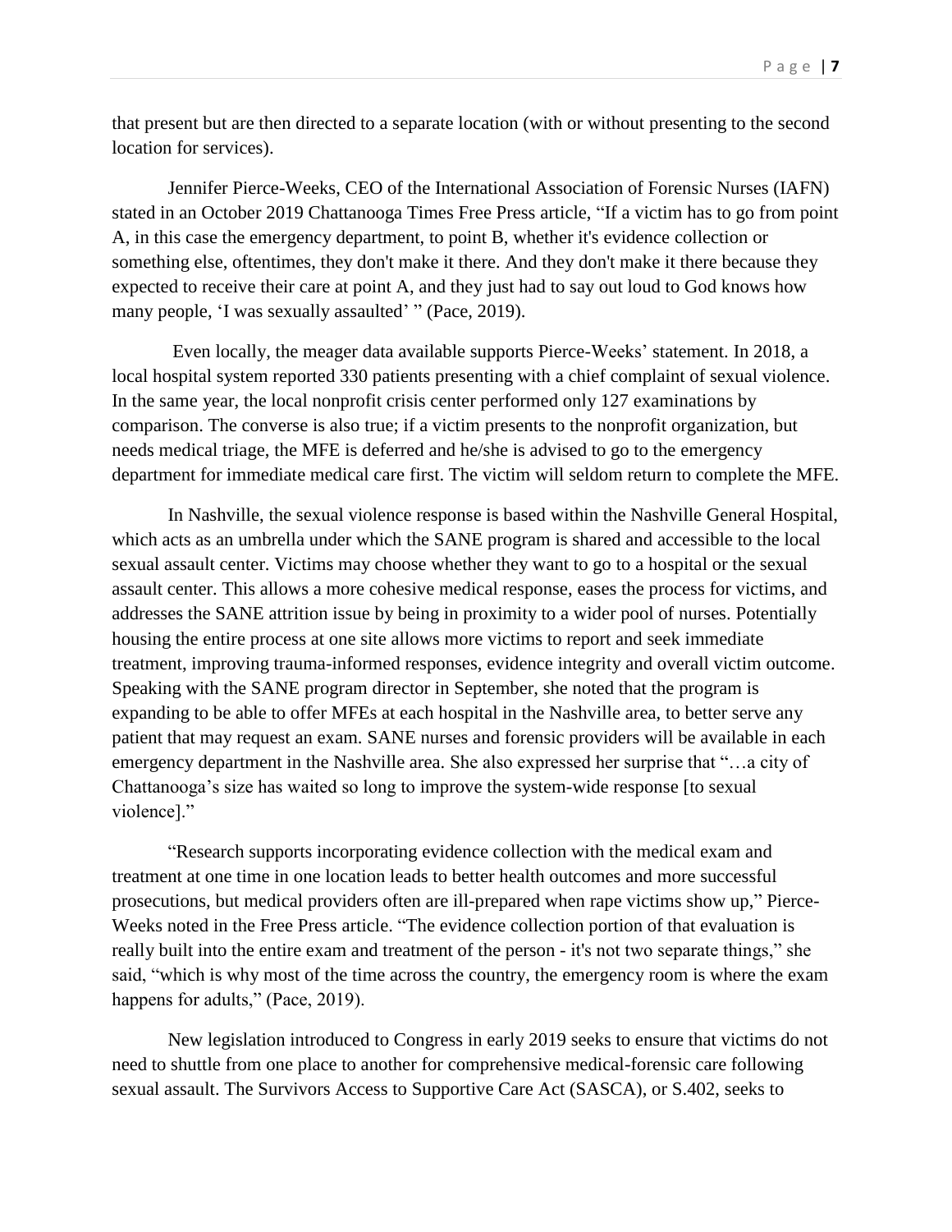that present but are then directed to a separate location (with or without presenting to the second location for services).

Jennifer Pierce-Weeks, CEO of the International Association of Forensic Nurses (IAFN) stated in an October 2019 Chattanooga Times Free Press article, "If a victim has to go from point A, in this case the emergency department, to point B, whether it's evidence collection or something else, oftentimes, they don't make it there. And they don't make it there because they expected to receive their care at point A, and they just had to say out loud to God knows how many people, 'I was sexually assaulted' " (Pace, 2019).

Even locally, the meager data available supports Pierce-Weeks' statement. In 2018, a local hospital system reported 330 patients presenting with a chief complaint of sexual violence. In the same year, the local nonprofit crisis center performed only 127 examinations by comparison. The converse is also true; if a victim presents to the nonprofit organization, but needs medical triage, the MFE is deferred and he/she is advised to go to the emergency department for immediate medical care first. The victim will seldom return to complete the MFE.

In Nashville, the sexual violence response is based within the Nashville General Hospital, which acts as an umbrella under which the SANE program is shared and accessible to the local sexual assault center. Victims may choose whether they want to go to a hospital or the sexual assault center. This allows a more cohesive medical response, eases the process for victims, and addresses the SANE attrition issue by being in proximity to a wider pool of nurses. Potentially housing the entire process at one site allows more victims to report and seek immediate treatment, improving trauma-informed responses, evidence integrity and overall victim outcome. Speaking with the SANE program director in September, she noted that the program is expanding to be able to offer MFEs at each hospital in the Nashville area, to better serve any patient that may request an exam. SANE nurses and forensic providers will be available in each emergency department in the Nashville area. She also expressed her surprise that "…a city of Chattanooga's size has waited so long to improve the system-wide response [to sexual violence]."

"Research supports incorporating evidence collection with the medical exam and treatment at one time in one location leads to better health outcomes and more successful prosecutions, but medical providers often are ill-prepared when rape victims show up," Pierce-Weeks noted in the Free Press article. "The evidence collection portion of that evaluation is really built into the entire exam and treatment of the person - it's not two separate things," she said, "which is why most of the time across the country, the emergency room is where the exam happens for adults," (Pace, 2019).

New legislation introduced to Congress in early 2019 seeks to ensure that victims do not need to shuttle from one place to another for comprehensive medical-forensic care following sexual assault. The Survivors Access to Supportive Care Act (SASCA), or S.402, seeks to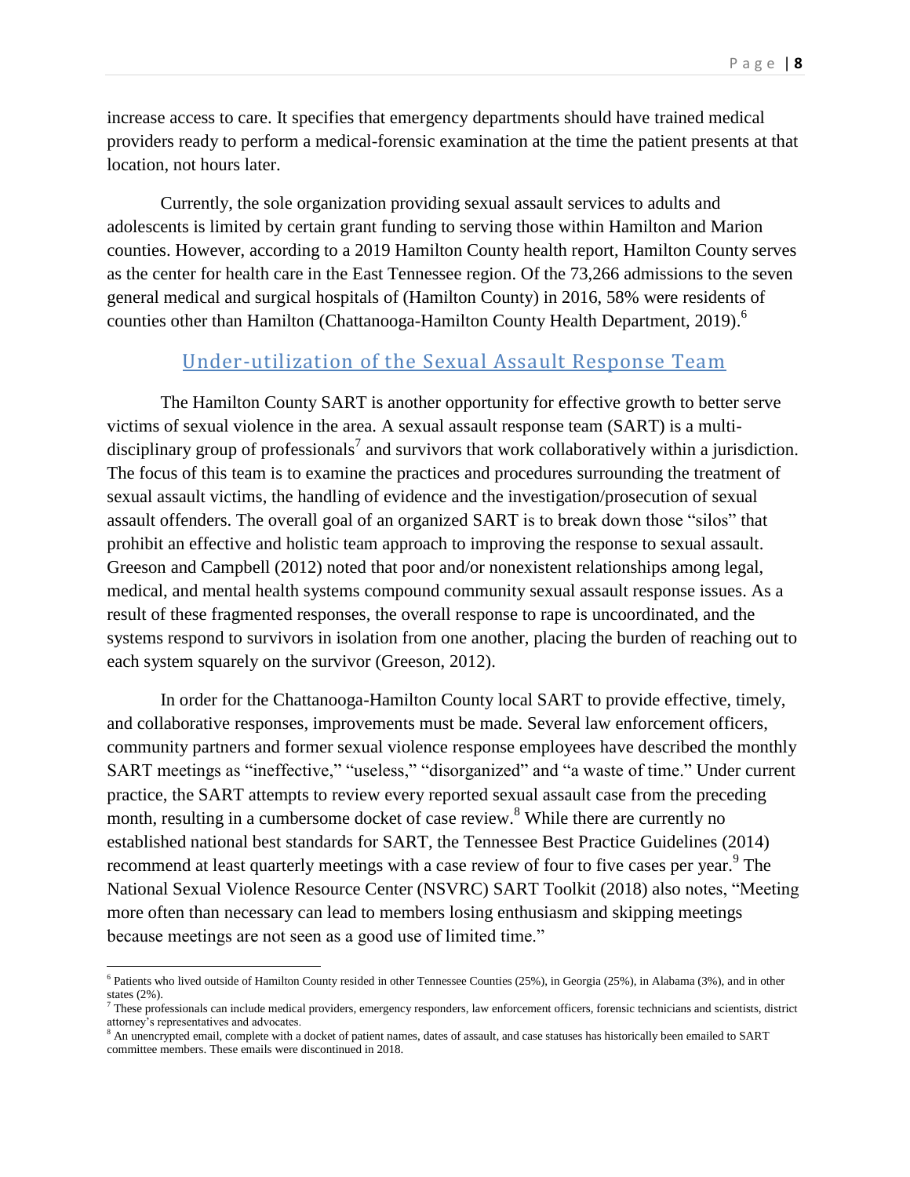increase access to care. It specifies that emergency departments should have trained medical providers ready to perform a medical-forensic examination at the time the patient presents at that location, not hours later.

Currently, the sole organization providing sexual assault services to adults and adolescents is limited by certain grant funding to serving those within Hamilton and Marion counties. However, according to a 2019 Hamilton County health report, Hamilton County serves as the center for health care in the East Tennessee region. Of the 73,266 admissions to the seven general medical and surgical hospitals of (Hamilton County) in 2016, 58% were residents of counties other than Hamilton (Chattanooga-Hamilton County Health Department, 2019).[6]

## Under-utilization of the Sexual Assault Response Team

The Hamilton County SART is another opportunity for effective growth to better serve victims of sexual violence in the area. A sexual assault response team (SART) is a multi-disciplinary group of professionals[7] and survivors that work collaboratively within a jurisdiction. The focus of this team is to examine the practices and procedures surrounding the treatment of sexual assault victims, the handling of evidence and the investigation/prosecution of sexual assault offenders. The overall goal of an organized SART is to break down those "silos" that prohibit an effective and holistic team approach to improving the response to sexual assault. Greeson and Campbell (2012) noted that poor and/or nonexistent relationships among legal, medical, and mental health systems compound community sexual assault response issues. As a result of these fragmented responses, the overall response to rape is uncoordinated, and the systems respond to survivors in isolation from one another, placing the burden of reaching out to each system squarely on the survivor (Greeson, 2012).

In order for the Chattanooga-Hamilton County local SART to provide effective, timely, and collaborative responses, improvements must be made. Several law enforcement officers, community partners and former sexual violence response employees have described the monthly SART meetings as "ineffective," "useless," "disorganized" and "a waste of time." Under current practice, the SART attempts to review every reported sexual assault case from the preceding month, resulting in a cumbersome docket of case review.[8] While there are currently no established national best standards for SART, the Tennessee Best Practice Guidelines (2014) recommend at least quarterly meetings with a case review of four to five cases per year.[9] The National Sexual Violence Resource Center (NSVRC) SART Toolkit (2018) also notes, "Meeting more often than necessary can lead to members losing enthusiasm and skipping meetings because meetings are not seen as a good use of limited time."

---

[6] Patients who lived outside of Hamilton County resided in other Tennessee Counties (25%), in Georgia (25%), in Alabama (3%), and in other states (2%).

[7] These professionals can include medical providers, emergency responders, law enforcement officers, forensic technicians and scientists, district attorney's representatives and advocates.

[8] An unencrypted email, complete with a docket of patient names, dates of assault, and case statuses has historically been emailed to SART committee members. These emails were discontinued in 2018.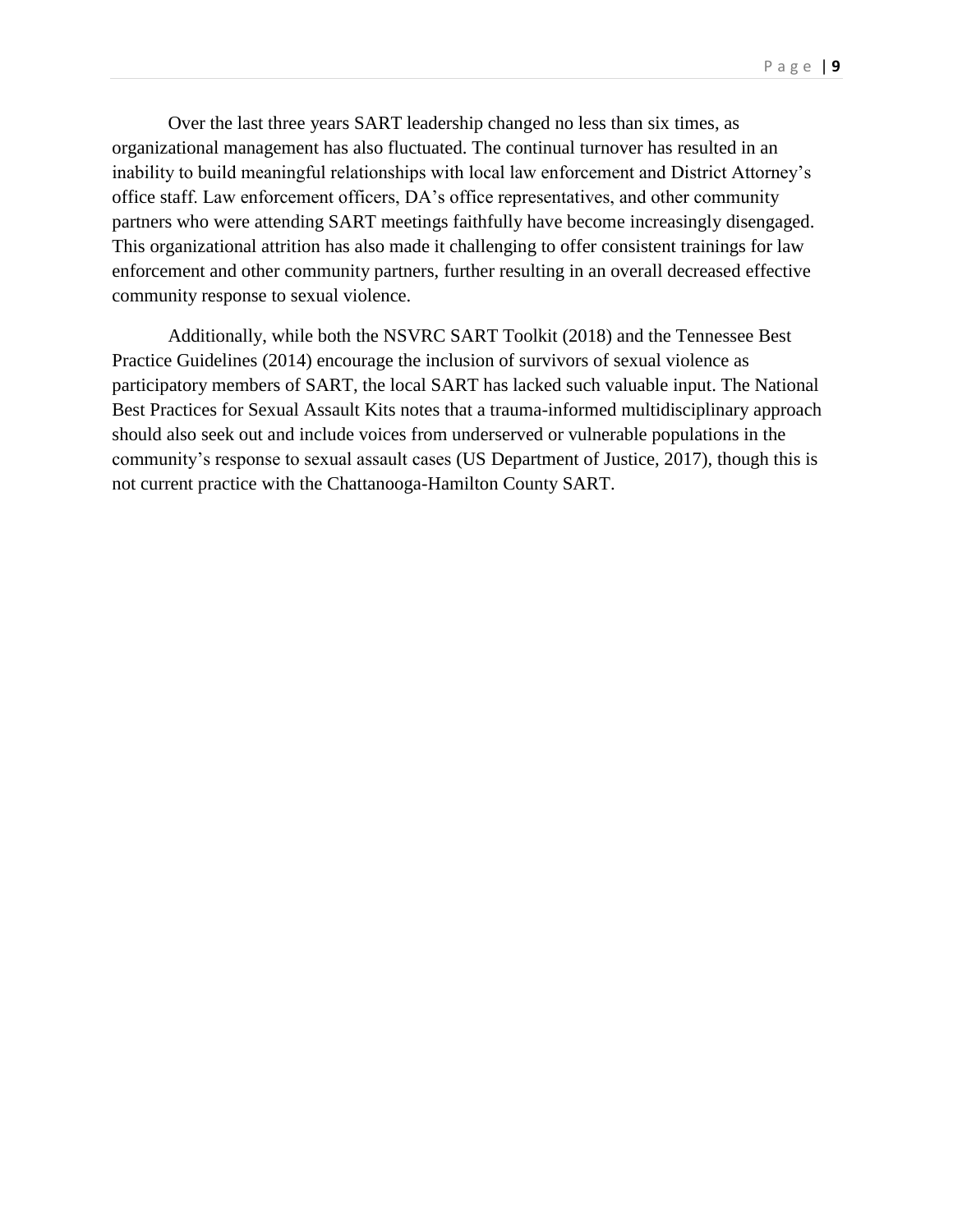Over the last three years SART leadership changed no less than six times, as organizational management has also fluctuated. The continual turnover has resulted in an inability to build meaningful relationships with local law enforcement and District Attorney's office staff. Law enforcement officers, DA's office representatives, and other community partners who were attending SART meetings faithfully have become increasingly disengaged. This organizational attrition has also made it challenging to offer consistent trainings for law enforcement and other community partners, further resulting in an overall decreased effective community response to sexual violence.

Additionally, while both the NSVRC SART Toolkit (2018) and the Tennessee Best Practice Guidelines (2014) encourage the inclusion of survivors of sexual violence as participatory members of SART, the local SART has lacked such valuable input. The National Best Practices for Sexual Assault Kits notes that a trauma-informed multidisciplinary approach should also seek out and include voices from underserved or vulnerable populations in the community's response to sexual assault cases (US Department of Justice, 2017), though this is not current practice with the Chattanooga-Hamilton County SART.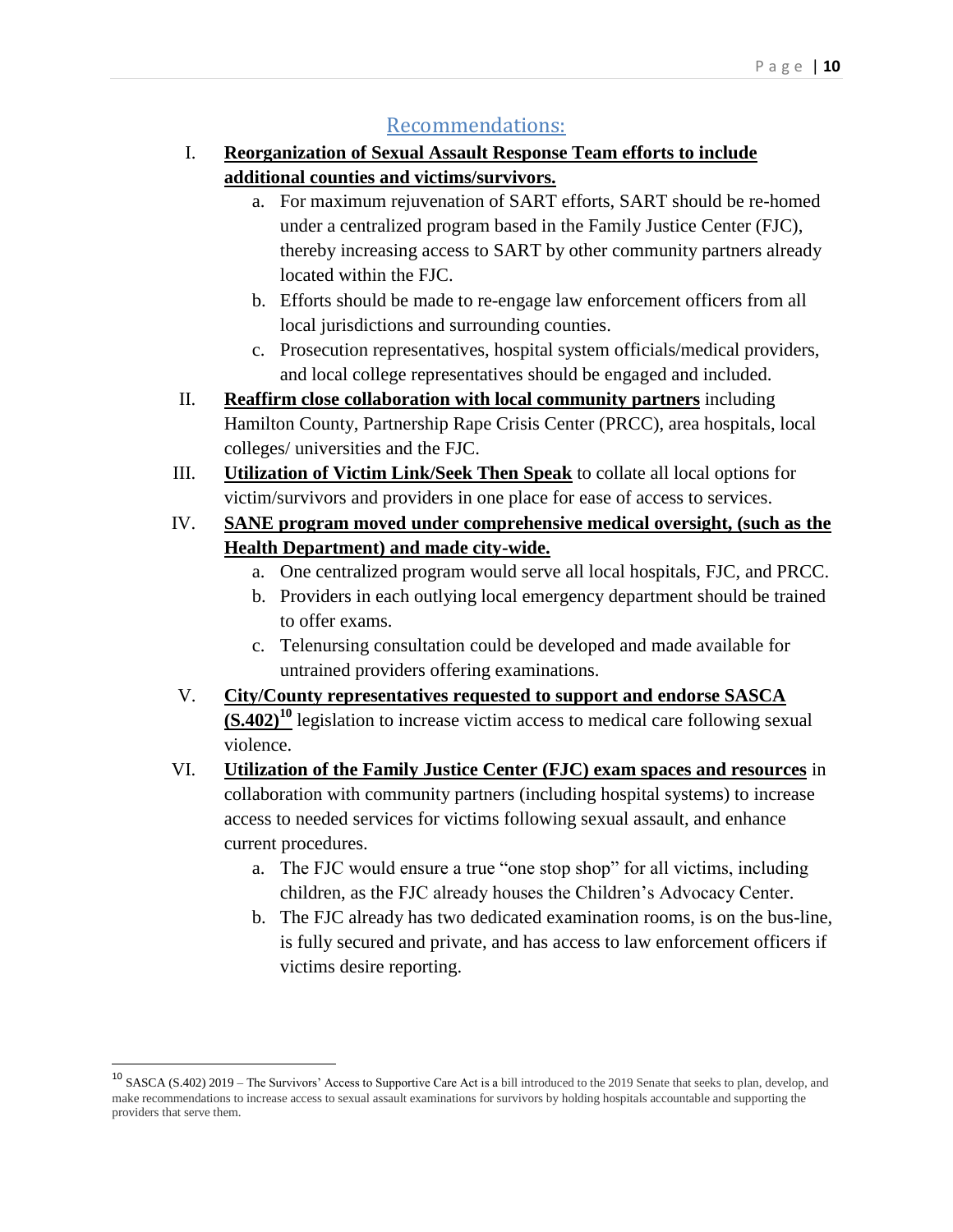## Recommendations:

I. **Reorganization of Sexual Assault Response Team efforts to include additional counties and victims/survivors.**
   a. For maximum rejuvenation of SART efforts, SART should be re-homed under a centralized program based in the Family Justice Center (FJC), thereby increasing access to SART by other community partners already located within the FJC.
   b. Efforts should be made to re-engage law enforcement officers from all local jurisdictions and surrounding counties.
   c. Prosecution representatives, hospital system officials/medical providers, and local college representatives should be engaged and included.

II. **Reaffirm close collaboration with local community partners** including Hamilton County, Partnership Rape Crisis Center (PRCC), area hospitals, local colleges/ universities and the FJC.

III. **Utilization of Victim Link/Seek Then Speak** to collate all local options for victim/survivors and providers in one place for ease of access to services.

IV. **SANE program moved under comprehensive medical oversight, (such as the Health Department) and made city-wide.**
   a. One centralized program would serve all local hospitals, FJC, and PRCC.
   b. Providers in each outlying local emergency department should be trained to offer exams.
   c. Telenursing consultation could be developed and made available for untrained providers offering examinations.

V. **City/County representatives requested to support and endorse SASCA (S.402)[10]** legislation to increase victim access to medical care following sexual violence.

VI. **Utilization of the Family Justice Center (FJC) exam spaces and resources** in collaboration with community partners (including hospital systems) to increase access to needed services for victims following sexual assault, and enhance current procedures.
   a. The FJC would ensure a true "one stop shop" for all victims, including children, as the FJC already houses the Children's Advocacy Center.
   b. The FJC already has two dedicated examination rooms, is on the bus-line, is fully secured and private, and has access to law enforcement officers if victims desire reporting.

---

[10] SASCA (S.402) 2019 – The Survivors' Access to Supportive Care Act is a bill introduced to the 2019 Senate that seeks to plan, develop, and make recommendations to increase access to sexual assault examinations for survivors by holding hospitals accountable and supporting the providers that serve them.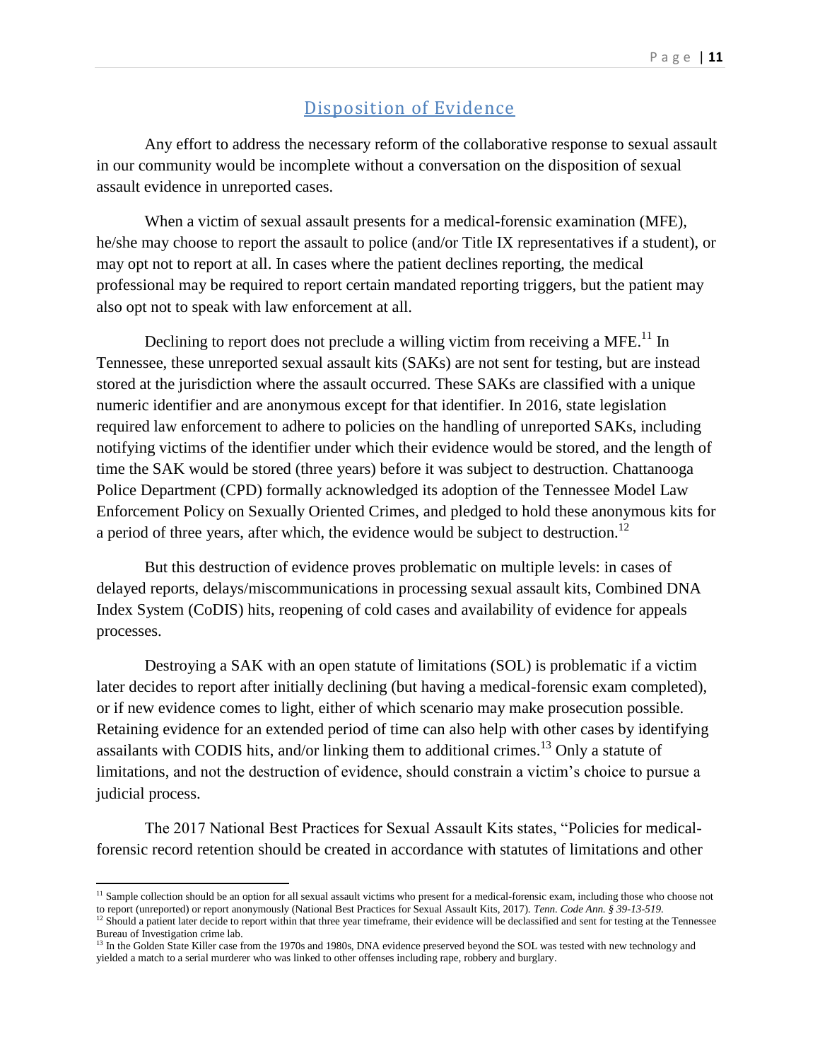## Disposition of Evidence

Any effort to address the necessary reform of the collaborative response to sexual assault in our community would be incomplete without a conversation on the disposition of sexual assault evidence in unreported cases.

When a victim of sexual assault presents for a medical-forensic examination (MFE), he/she may choose to report the assault to police (and/or Title IX representatives if a student), or may opt not to report at all. In cases where the patient declines reporting, the medical professional may be required to report certain mandated reporting triggers, but the patient may also opt not to speak with law enforcement at all.

Declining to report does not preclude a willing victim from receiving a MFE.[11] In Tennessee, these unreported sexual assault kits (SAKs) are not sent for testing, but are instead stored at the jurisdiction where the assault occurred. These SAKs are classified with a unique numeric identifier and are anonymous except for that identifier. In 2016, state legislation required law enforcement to adhere to policies on the handling of unreported SAKs, including notifying victims of the identifier under which their evidence would be stored, and the length of time the SAK would be stored (three years) before it was subject to destruction. Chattanooga Police Department (CPD) formally acknowledged its adoption of the Tennessee Model Law Enforcement Policy on Sexually Oriented Crimes, and pledged to hold these anonymous kits for a period of three years, after which, the evidence would be subject to destruction.[12]

But this destruction of evidence proves problematic on multiple levels: in cases of delayed reports, delays/miscommunications in processing sexual assault kits, Combined DNA Index System (CoDIS) hits, reopening of cold cases and availability of evidence for appeals processes.

Destroying a SAK with an open statute of limitations (SOL) is problematic if a victim later decides to report after initially declining (but having a medical-forensic exam completed), or if new evidence comes to light, either of which scenario may make prosecution possible. Retaining evidence for an extended period of time can also help with other cases by identifying assailants with CODIS hits, and/or linking them to additional crimes.[13] Only a statute of limitations, and not the destruction of evidence, should constrain a victim's choice to pursue a judicial process.

The 2017 National Best Practices for Sexual Assault Kits states, "Policies for medical-forensic record retention should be created in accordance with statutes of limitations and other

---

[11] Sample collection should be an option for all sexual assault victims who present for a medical-forensic exam, including those who choose not to report (unreported) or report anonymously (National Best Practices for Sexual Assault Kits, 2017). *Tenn. Code Ann. § 39-13-519.*

[12] Should a patient later decide to report within that three year timeframe, their evidence will be declassified and sent for testing at the Tennessee Bureau of Investigation crime lab.

[13] In the Golden State Killer case from the 1970s and 1980s, DNA evidence preserved beyond the SOL was tested with new technology and yielded a match to a serial murderer who was linked to other offenses including rape, robbery and burglary.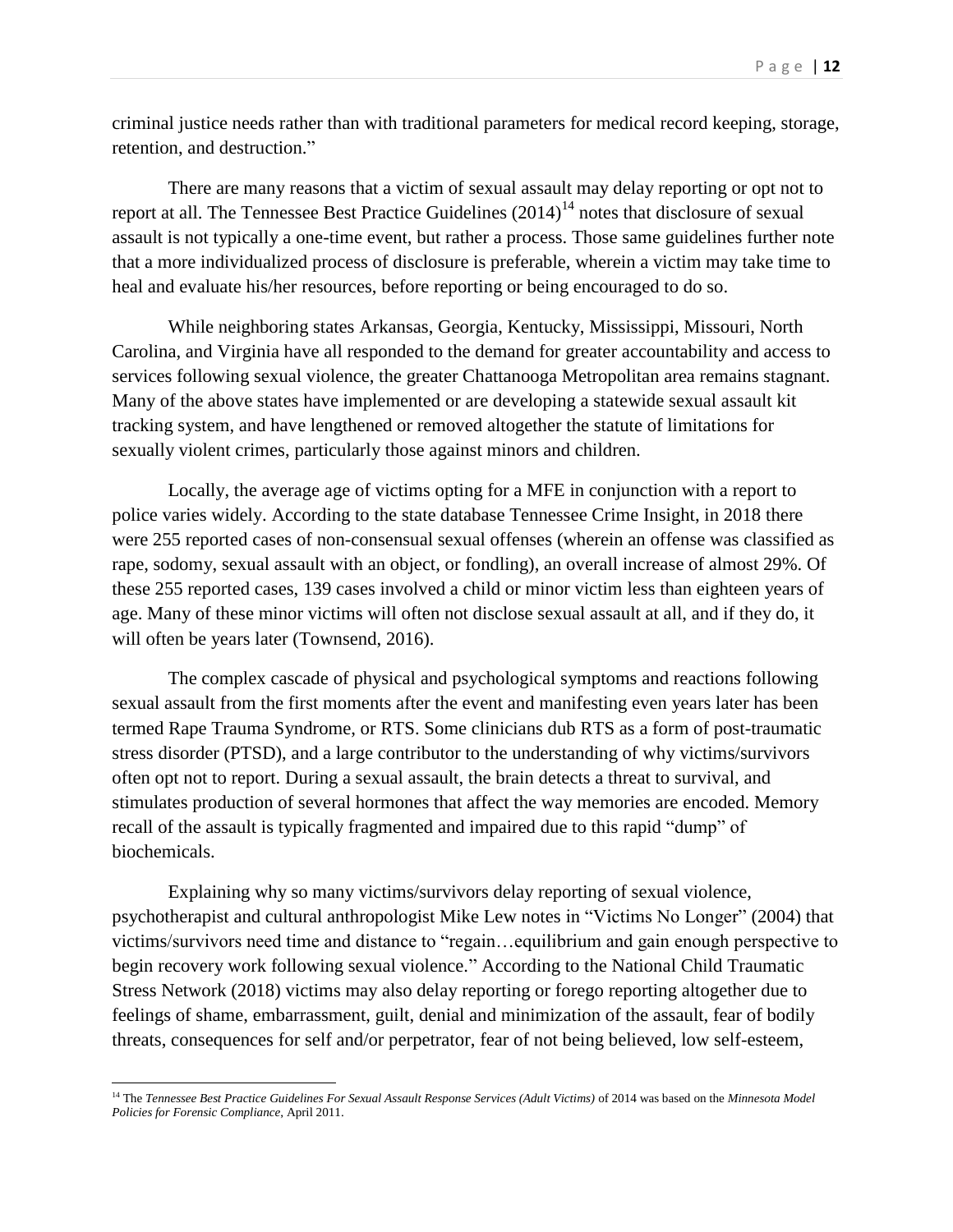criminal justice needs rather than with traditional parameters for medical record keeping, storage, retention, and destruction."

There are many reasons that a victim of sexual assault may delay reporting or opt not to report at all. The Tennessee Best Practice Guidelines (2014)[14] notes that disclosure of sexual assault is not typically a one-time event, but rather a process. Those same guidelines further note that a more individualized process of disclosure is preferable, wherein a victim may take time to heal and evaluate his/her resources, before reporting or being encouraged to do so.

While neighboring states Arkansas, Georgia, Kentucky, Mississippi, Missouri, North Carolina, and Virginia have all responded to the demand for greater accountability and access to services following sexual violence, the greater Chattanooga Metropolitan area remains stagnant. Many of the above states have implemented or are developing a statewide sexual assault kit tracking system, and have lengthened or removed altogether the statute of limitations for sexually violent crimes, particularly those against minors and children.

Locally, the average age of victims opting for a MFE in conjunction with a report to police varies widely. According to the state database Tennessee Crime Insight, in 2018 there were 255 reported cases of non-consensual sexual offenses (wherein an offense was classified as rape, sodomy, sexual assault with an object, or fondling), an overall increase of almost 29%. Of these 255 reported cases, 139 cases involved a child or minor victim less than eighteen years of age. Many of these minor victims will often not disclose sexual assault at all, and if they do, it will often be years later (Townsend, 2016).

The complex cascade of physical and psychological symptoms and reactions following sexual assault from the first moments after the event and manifesting even years later has been termed Rape Trauma Syndrome, or RTS. Some clinicians dub RTS as a form of post-traumatic stress disorder (PTSD), and a large contributor to the understanding of why victims/survivors often opt not to report. During a sexual assault, the brain detects a threat to survival, and stimulates production of several hormones that affect the way memories are encoded. Memory recall of the assault is typically fragmented and impaired due to this rapid "dump" of biochemicals.

Explaining why so many victims/survivors delay reporting of sexual violence, psychotherapist and cultural anthropologist Mike Lew notes in "Victims No Longer" (2004) that victims/survivors need time and distance to "regain…equilibrium and gain enough perspective to begin recovery work following sexual violence." According to the National Child Traumatic Stress Network (2018) victims may also delay reporting or forego reporting altogether due to feelings of shame, embarrassment, guilt, denial and minimization of the assault, fear of bodily threats, consequences for self and/or perpetrator, fear of not being believed, low self-esteem,

[14] The *Tennessee Best Practice Guidelines For Sexual Assault Response Services (Adult Victims)* of 2014 was based on the *Minnesota Model Policies for Forensic Compliance*, April 2011.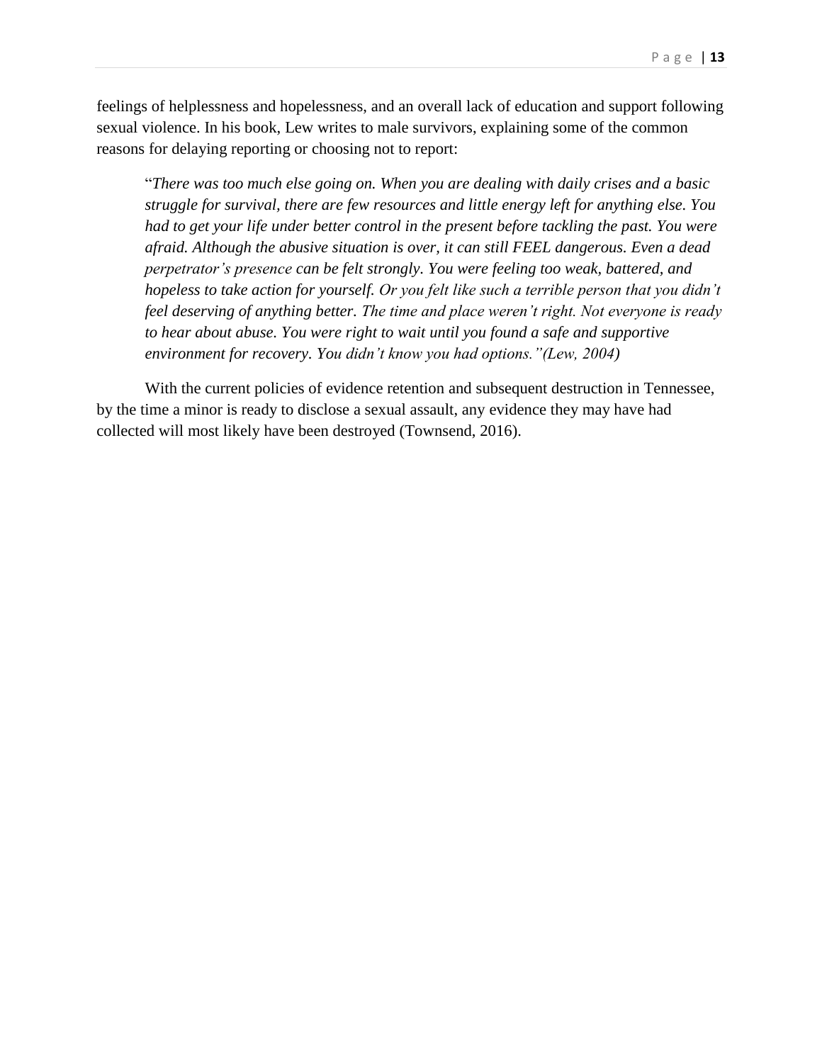feelings of helplessness and hopelessness, and an overall lack of education and support following sexual violence. In his book, Lew writes to male survivors, explaining some of the common reasons for delaying reporting or choosing not to report:

> "*There was too much else going on. When you are dealing with daily crises and a basic struggle for survival, there are few resources and little energy left for anything else. You had to get your life under better control in the present before tackling the past. You were afraid. Although the abusive situation is over, it can still FEEL dangerous. Even a dead perpetrator's presence can be felt strongly. You were feeling too weak, battered, and hopeless to take action for yourself. Or you felt like such a terrible person that you didn't feel deserving of anything better. The time and place weren't right. Not everyone is ready to hear about abuse. You were right to wait until you found a safe and supportive environment for recovery. You didn't know you had options."(Lew, 2004)*

With the current policies of evidence retention and subsequent destruction in Tennessee, by the time a minor is ready to disclose a sexual assault, any evidence they may have had collected will most likely have been destroyed (Townsend, 2016).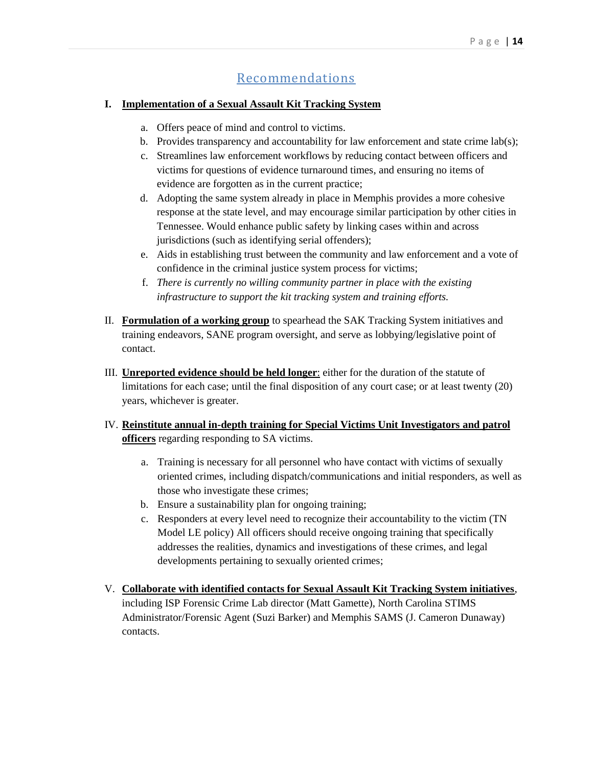## Recommendations

**I. Implementation of a Sexual Assault Kit Tracking System**

a. Offers peace of mind and control to victims.
b. Provides transparency and accountability for law enforcement and state crime lab(s);
c. Streamlines law enforcement workflows by reducing contact between officers and victims for questions of evidence turnaround times, and ensuring no items of evidence are forgotten as in the current practice;
d. Adopting the same system already in place in Memphis provides a more cohesive response at the state level, and may encourage similar participation by other cities in Tennessee. Would enhance public safety by linking cases within and across jurisdictions (such as identifying serial offenders);
e. Aids in establishing trust between the community and law enforcement and a vote of confidence in the criminal justice system process for victims;
f. *There is currently no willing community partner in place with the existing infrastructure to support the kit tracking system and training efforts.*

II. **Formulation of a working group** to spearhead the SAK Tracking System initiatives and training endeavors, SANE program oversight, and serve as lobbying/legislative point of contact.

III. **Unreported evidence should be held longer**: either for the duration of the statute of limitations for each case; until the final disposition of any court case; or at least twenty (20) years, whichever is greater.

IV. **Reinstitute annual in-depth training for Special Victims Unit Investigators and patrol officers** regarding responding to SA victims.

a. Training is necessary for all personnel who have contact with victims of sexually oriented crimes, including dispatch/communications and initial responders, as well as those who investigate these crimes;
b. Ensure a sustainability plan for ongoing training;
c. Responders at every level need to recognize their accountability to the victim (TN Model LE policy) All officers should receive ongoing training that specifically addresses the realities, dynamics and investigations of these crimes, and legal developments pertaining to sexually oriented crimes;

V. **Collaborate with identified contacts for Sexual Assault Kit Tracking System initiatives**, including ISP Forensic Crime Lab director (Matt Gamette), North Carolina STIMS Administrator/Forensic Agent (Suzi Barker) and Memphis SAMS (J. Cameron Dunaway) contacts.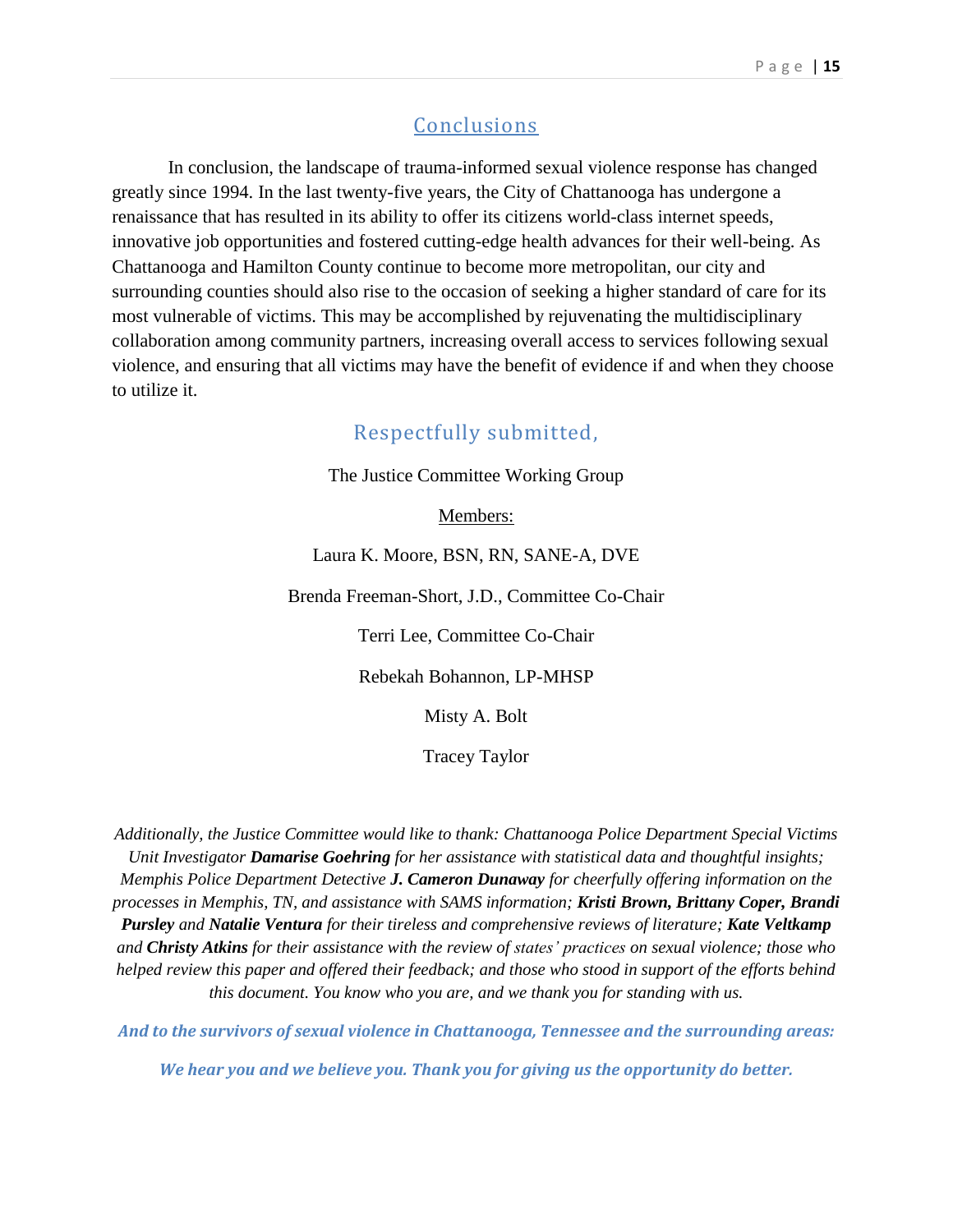## Conclusions

In conclusion, the landscape of trauma-informed sexual violence response has changed greatly since 1994. In the last twenty-five years, the City of Chattanooga has undergone a renaissance that has resulted in its ability to offer its citizens world-class internet speeds, innovative job opportunities and fostered cutting-edge health advances for their well-being. As Chattanooga and Hamilton County continue to become more metropolitan, our city and surrounding counties should also rise to the occasion of seeking a higher standard of care for its most vulnerable of victims. This may be accomplished by rejuvenating the multidisciplinary collaboration among community partners, increasing overall access to services following sexual violence, and ensuring that all victims may have the benefit of evidence if and when they choose to utilize it.

### Respectfully submitted,

The Justice Committee Working Group

Members:

Laura K. Moore, BSN, RN, SANE-A, DVE

Brenda Freeman-Short, J.D., Committee Co-Chair

Terri Lee, Committee Co-Chair

Rebekah Bohannon, LP-MHSP

Misty A. Bolt

Tracey Taylor

*Additionally, the Justice Committee would like to thank: Chattanooga Police Department Special Victims Unit Investigator **Damarise Goehring** for her assistance with statistical data and thoughtful insights; Memphis Police Department Detective **J. Cameron Dunaway** for cheerfully offering information on the processes in Memphis, TN, and assistance with SAMS information; **Kristi Brown, Brittany Coper, Brandi Pursley** and **Natalie Ventura** for their tireless and comprehensive reviews of literature; **Kate Veltkamp** and **Christy Atkins** for their assistance with the review of states' practices on sexual violence; those who helped review this paper and offered their feedback; and those who stood in support of the efforts behind this document. You know who you are, and we thank you for standing with us.*

***And to the survivors of sexual violence in Chattanooga, Tennessee and the surrounding areas:***

***We hear you and we believe you. Thank you for giving us the opportunity do better.***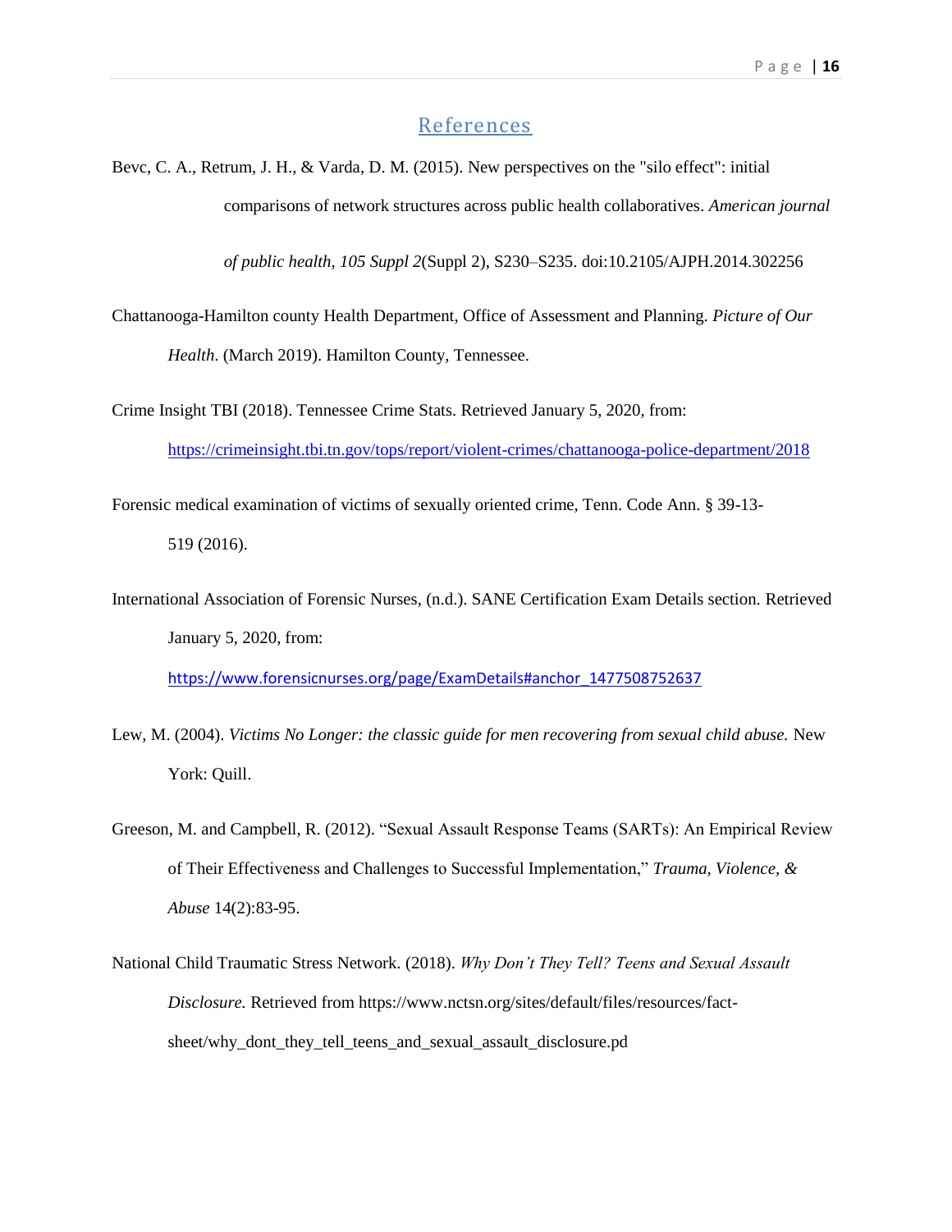## References

Bevc, C. A., Retrum, J. H., & Varda, D. M. (2015). New perspectives on the "silo effect": initial comparisons of network structures across public health collaboratives. *American journal of public health*, *105 Suppl 2*(Suppl 2), S230–S235. doi:10.2105/AJPH.2014.302256

Chattanooga-Hamilton county Health Department, Office of Assessment and Planning. *Picture of Our Health.* (March 2019). Hamilton County, Tennessee.

Crime Insight TBI (2018). Tennessee Crime Stats. Retrieved January 5, 2020, from: https://crimeinsight.tbi.tn.gov/tops/report/violent-crimes/chattanooga-police-department/2018

Forensic medical examination of victims of sexually oriented crime, Tenn. Code Ann. § 39-13-519 (2016).

International Association of Forensic Nurses, (n.d.). SANE Certification Exam Details section. Retrieved January 5, 2020, from: https://www.forensicnurses.org/page/ExamDetails#anchor_1477508752637

Lew, M. (2004). *Victims No Longer: the classic guide for men recovering from sexual child abuse.* New York: Quill.

Greeson, M. and Campbell, R. (2012). "Sexual Assault Response Teams (SARTs): An Empirical Review of Their Effectiveness and Challenges to Successful Implementation," *Trauma, Violence, & Abuse* 14(2):83-95.

National Child Traumatic Stress Network. (2018). *Why Don't They Tell? Teens and Sexual Assault Disclosure.* Retrieved from https://www.nctsn.org/sites/default/files/resources/fact-sheet/why_dont_they_tell_teens_and_sexual_assault_disclosure.pd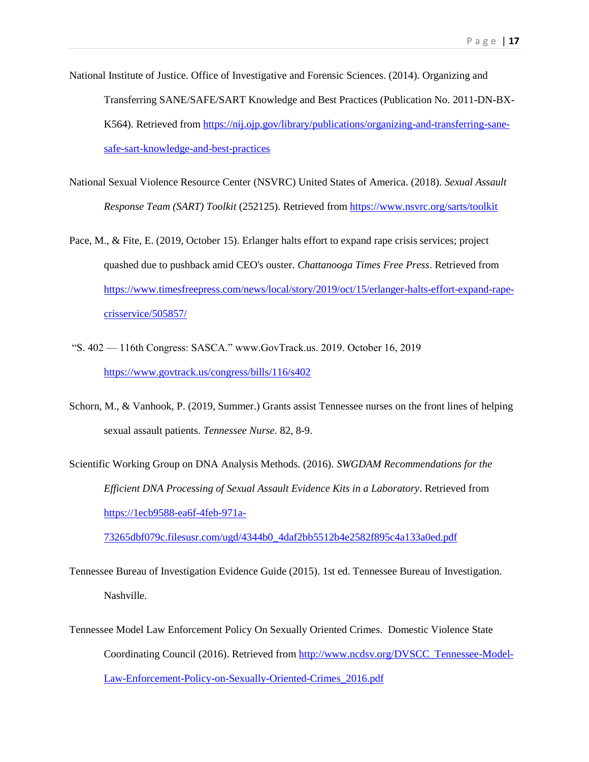National Institute of Justice. Office of Investigative and Forensic Sciences. (2014). Organizing and Transferring SANE/SAFE/SART Knowledge and Best Practices (Publication No. 2011-DN-BX-K564). Retrieved from https://nij.ojp.gov/library/publications/organizing-and-transferring-sane-safe-sart-knowledge-and-best-practices

National Sexual Violence Resource Center (NSVRC) United States of America. (2018). *Sexual Assault Response Team (SART) Toolkit* (252125). Retrieved from https://www.nsvrc.org/sarts/toolkit

Pace, M., & Fite, E. (2019, October 15). Erlanger halts effort to expand rape crisis services; project quashed due to pushback amid CEO's ouster. *Chattanooga Times Free Press*. Retrieved from https://www.timesfreepress.com/news/local/story/2019/oct/15/erlanger-halts-effort-expand-rape-crisservice/505857/

"S. 402 — 116th Congress: SASCA." www.GovTrack.us. 2019. October 16, 2019 https://www.govtrack.us/congress/bills/116/s402

Schorn, M., & Vanhook, P. (2019, Summer.) Grants assist Tennessee nurses on the front lines of helping sexual assault patients. *Tennessee Nurse*. 82, 8-9.

Scientific Working Group on DNA Analysis Methods. (2016). *SWGDAM Recommendations for the Efficient DNA Processing of Sexual Assault Evidence Kits in a Laboratory*. Retrieved from https://1ecb9588-ea6f-4feb-971a-73265dbf079c.filesusr.com/ugd/4344b0_4daf2bb5512b4e2582f895c4a133a0ed.pdf

Tennessee Bureau of Investigation Evidence Guide (2015). 1st ed. Tennessee Bureau of Investigation. Nashville.

Tennessee Model Law Enforcement Policy On Sexually Oriented Crimes. Domestic Violence State Coordinating Council (2016). Retrieved from http://www.ncdsv.org/DVSCC_Tennessee-Model-Law-Enforcement-Policy-on-Sexually-Oriented-Crimes_2016.pdf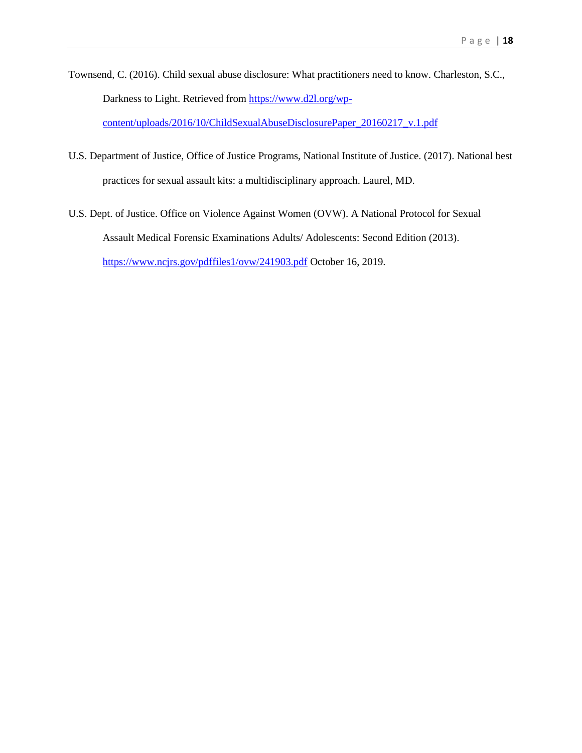Townsend, C. (2016). Child sexual abuse disclosure: What practitioners need to know. Charleston, S.C., Darkness to Light. Retrieved from https://www.d2l.org/wp-content/uploads/2016/10/ChildSexualAbuseDisclosurePaper_20160217_v.1.pdf

U.S. Department of Justice, Office of Justice Programs, National Institute of Justice. (2017). National best practices for sexual assault kits: a multidisciplinary approach. Laurel, MD.

U.S. Dept. of Justice. Office on Violence Against Women (OVW). A National Protocol for Sexual Assault Medical Forensic Examinations Adults/ Adolescents: Second Edition (2013). https://www.ncjrs.gov/pdffiles1/ovw/241903.pdf October 16, 2019.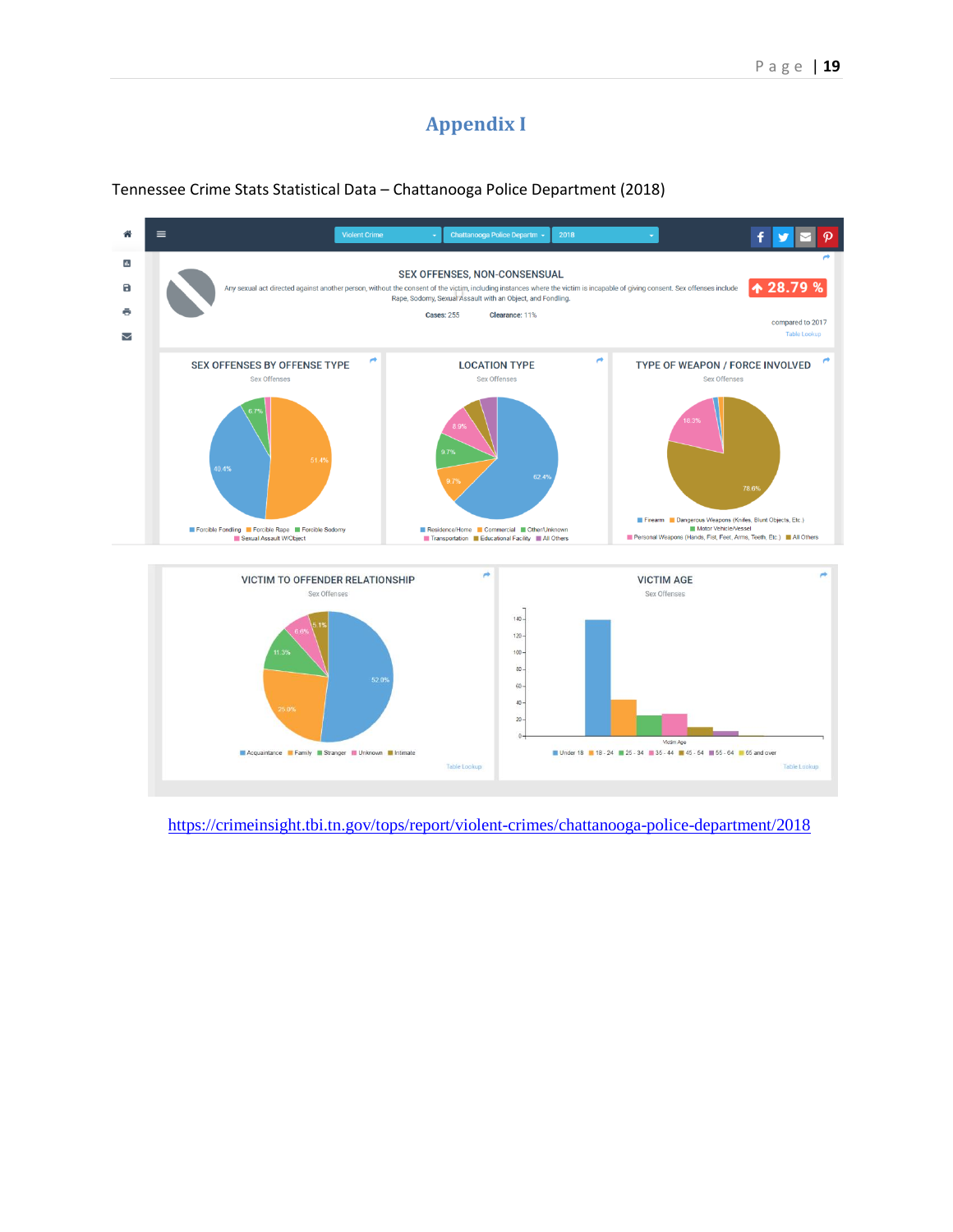# Appendix I

Tennessee Crime Stats Statistical Data – Chattanooga Police Department (2018)

Violent Crime
Chattanooga Police Departm
2018

SEX OFFENSES, NON-CONSENSUAL

Any sexual act directed against another person, without the consent of the victim, including instances where the victim is incapable of giving consent. Sex offenses include Rape, Sodomy, Sexual Assault with an Object, and Fondling.

Cases: 255
Clearance: 11%

28.79 %

compared to 2017

Table Lookup

SEX OFFENSES BY OFFENSE TYPE

Sex Offenses

6.7%
51.4%
40.4%

Forcible Fondling
Forcible Rape
Forcible Sodomy
Sexual Assault W/Object

LOCATION TYPE

Sex Offenses

8.9%
9.7%
9.7%
62.4%

Residence/Home
Commercial
Other/Unknown
Transportation
Educational Facility
All Others

TYPE OF WEAPON / FORCE INVOLVED

Sex Offenses

18.3%
78.6%

Firearm
Dangerous Weapons (Knifes, Blunt Objects, Etc.)
Motor Vehicle/Vessel
Personal Weapons (Hands, Fist, Feet, Arms, Teeth, Etc.)
All Others

VICTIM TO OFFENDER RELATIONSHIP

Sex Offenses

5.1%
6.6%
11.3%
52.0%
25.0%

Acquaintance
Family
Stranger
Unknown
Intimate

Table Lookup

VICTIM AGE

Sex Offenses

140
120
100
80
60
40
20
0

Victim Age

Under 18
18 - 24
25 - 34
35 - 44
45 - 54
55 - 64
65 and over

Table Lookup

https://crimeinsight.tbi.tn.gov/tops/report/violent-crimes/chattanooga-police-department/2018